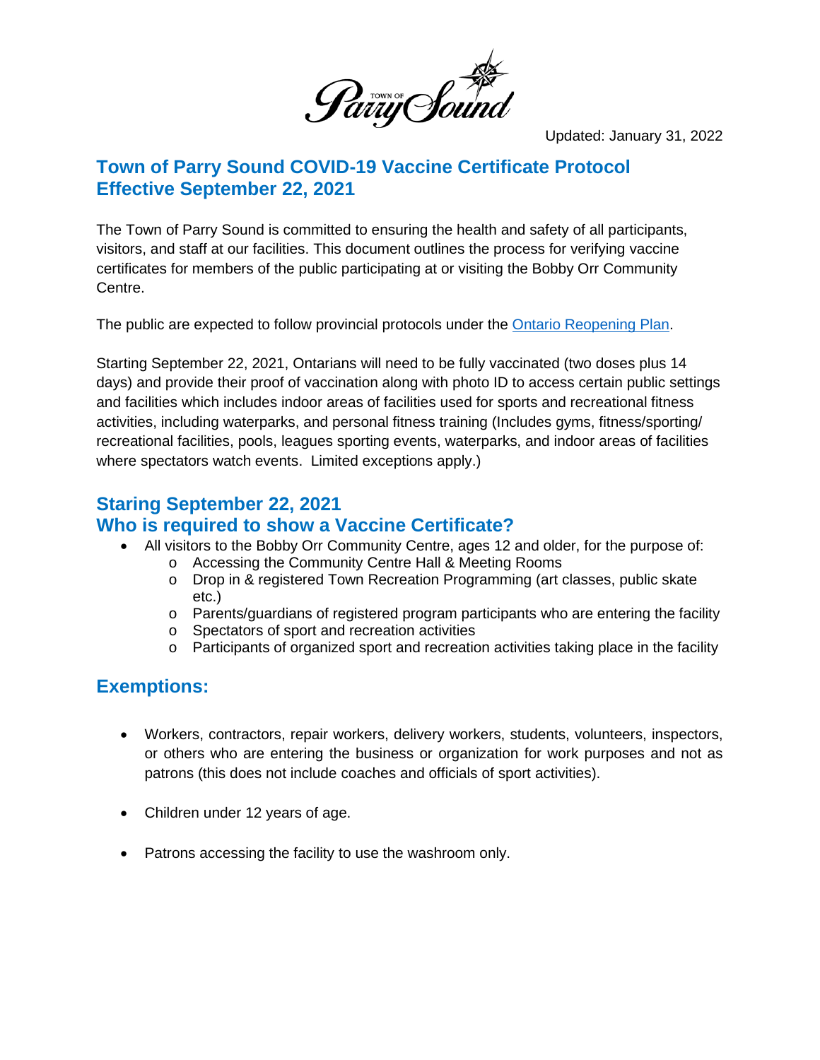Town of Parry Sound

Updated: January 31, 2022

# Town of Parry Sound COVID-19 Vaccine Certificate Protocol Effective September 22, 2021

The Town of Parry Sound is committed to ensuring the health and safety of all participants, visitors, and staff at our facilities. This document outlines the process for verifying vaccine certificates for members of the public participating at or visiting the Bobby Orr Community Centre.

The public are expected to follow provincial protocols under the [Ontario Reopening Plan](Ontario Reopening Plan).

Starting September 22, 2021, Ontarians will need to be fully vaccinated (two doses plus 14 days) and provide their proof of vaccination along with photo ID to access certain public settings and facilities which includes indoor areas of facilities used for sports and recreational fitness activities, including waterparks, and personal fitness training (Includes gyms, fitness/sporting/ recreational facilities, pools, leagues sporting events, waterparks, and indoor areas of facilities where spectators watch events. Limited exceptions apply.)

## Staring September 22, 2021 Who is required to show a Vaccine Certificate?

- All visitors to the Bobby Orr Community Centre, ages 12 and older, for the purpose of:
  - Accessing the Community Centre Hall & Meeting Rooms
  - Drop in & registered Town Recreation Programming (art classes, public skate etc.)
  - Parents/guardians of registered program participants who are entering the facility
  - Spectators of sport and recreation activities
  - Participants of organized sport and recreation activities taking place in the facility

## Exemptions:

- Workers, contractors, repair workers, delivery workers, students, volunteers, inspectors, or others who are entering the business or organization for work purposes and not as patrons (this does not include coaches and officials of sport activities).
- Children under 12 years of age.
- Patrons accessing the facility to use the washroom only.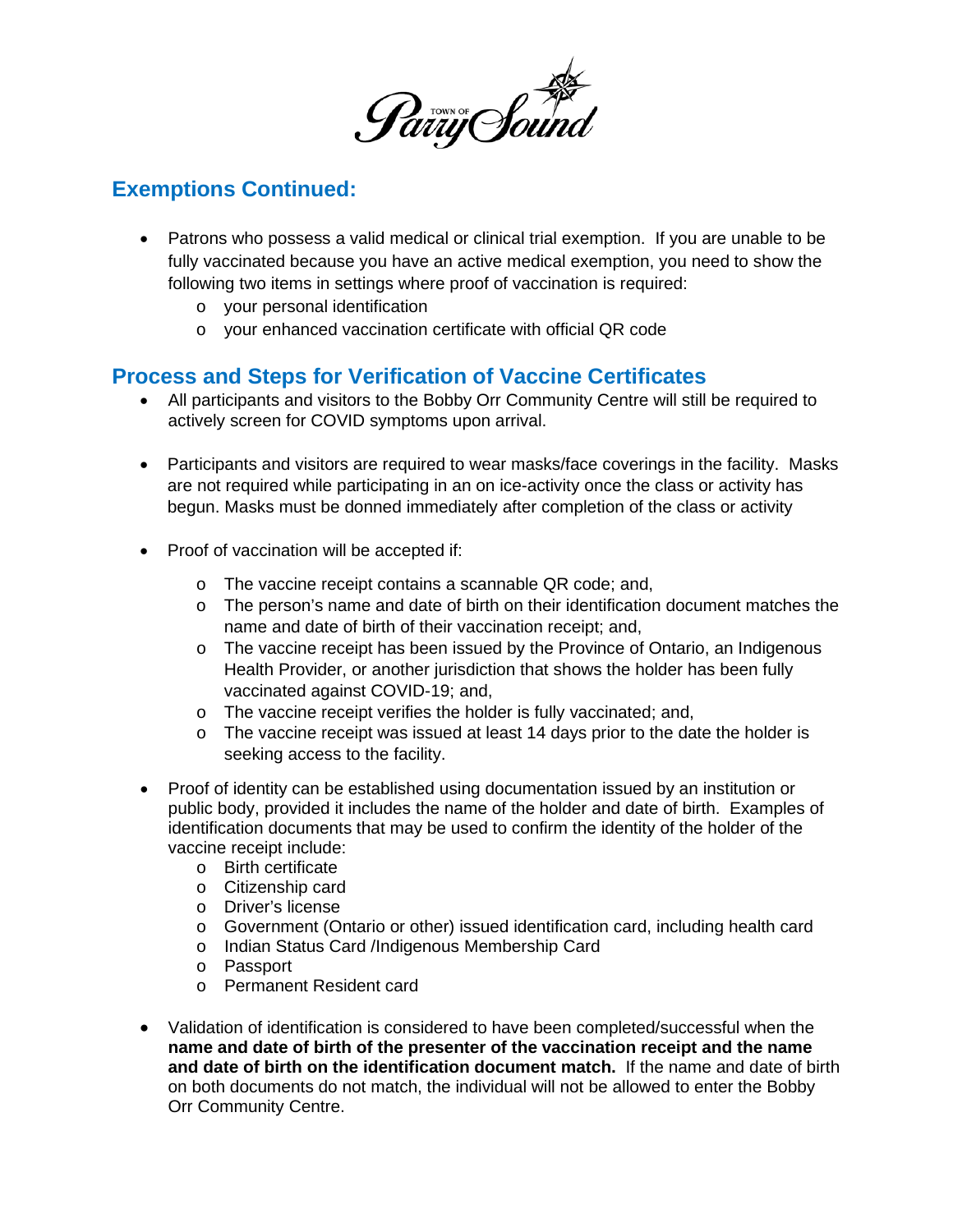## Exemptions Continued:

- Patrons who possess a valid medical or clinical trial exemption. If you are unable to be fully vaccinated because you have an active medical exemption, you need to show the following two items in settings where proof of vaccination is required:
  - your personal identification
  - your enhanced vaccination certificate with official QR code

## Process and Steps for Verification of Vaccine Certificates

- All participants and visitors to the Bobby Orr Community Centre will still be required to actively screen for COVID symptoms upon arrival.

- Participants and visitors are required to wear masks/face coverings in the facility. Masks are not required while participating in an on ice-activity once the class or activity has begun. Masks must be donned immediately after completion of the class or activity

- Proof of vaccination will be accepted if:
  - The vaccine receipt contains a scannable QR code; and,
  - The person's name and date of birth on their identification document matches the name and date of birth of their vaccination receipt; and,
  - The vaccine receipt has been issued by the Province of Ontario, an Indigenous Health Provider, or another jurisdiction that shows the holder has been fully vaccinated against COVID-19; and,
  - The vaccine receipt verifies the holder is fully vaccinated; and,
  - The vaccine receipt was issued at least 14 days prior to the date the holder is seeking access to the facility.

- Proof of identity can be established using documentation issued by an institution or public body, provided it includes the name of the holder and date of birth. Examples of identification documents that may be used to confirm the identity of the holder of the vaccine receipt include:
  - Birth certificate
  - Citizenship card
  - Driver's license
  - Government (Ontario or other) issued identification card, including health card
  - Indian Status Card /Indigenous Membership Card
  - Passport
  - Permanent Resident card

- Validation of identification is considered to have been completed/successful when the **name and date of birth of the presenter of the vaccination receipt and the name and date of birth on the identification document match.** If the name and date of birth on both documents do not match, the individual will not be allowed to enter the Bobby Orr Community Centre.